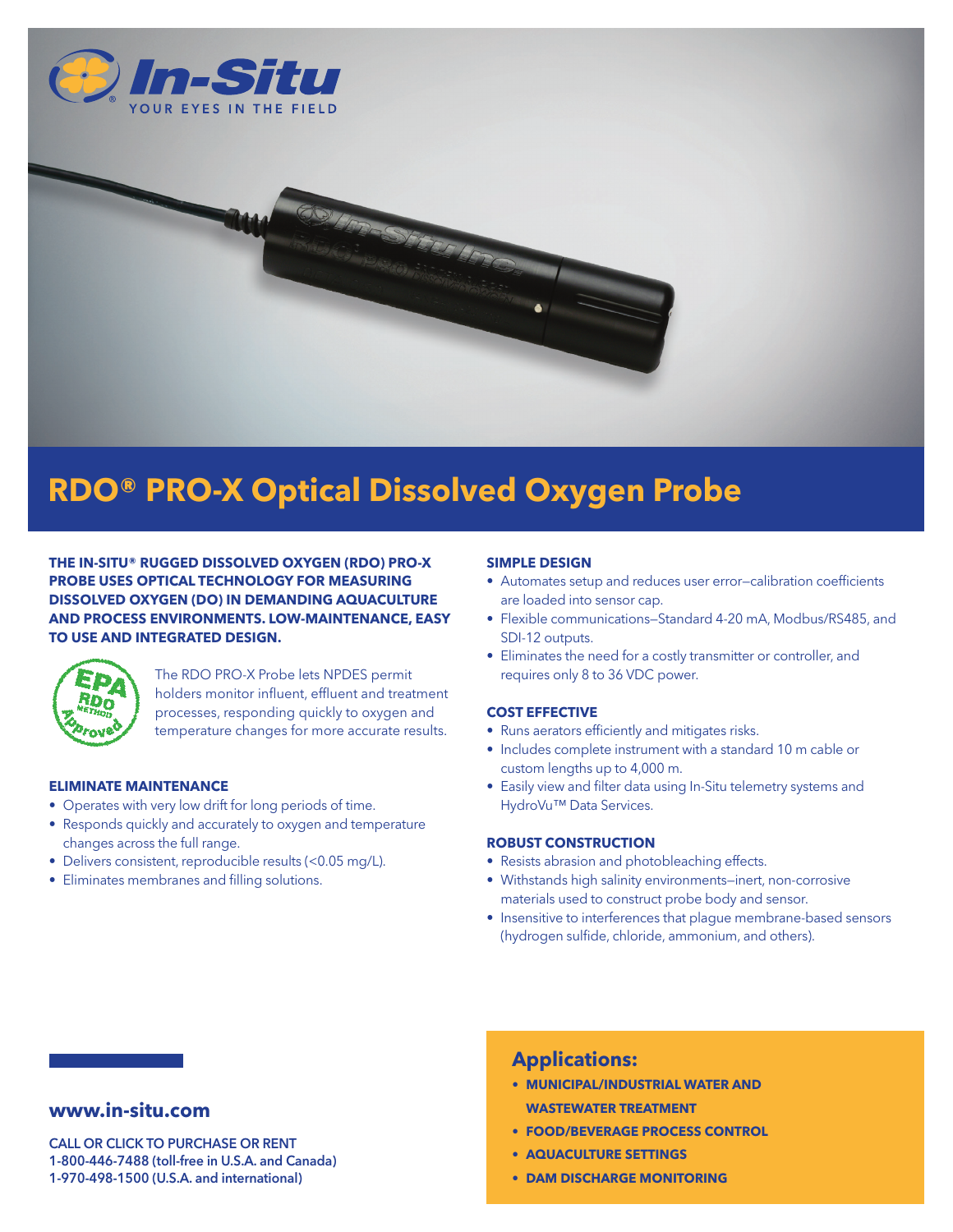In-Situ
YOUR EYES IN THE FIELD

# RDO® PRO-X Optical Dissolved Oxygen Probe

**THE IN-SITU® RUGGED DISSOLVED OXYGEN (RDO) PRO-X PROBE USES OPTICAL TECHNOLOGY FOR MEASURING DISSOLVED OXYGEN (DO) IN DEMANDING AQUACULTURE AND PROCESS ENVIRONMENTS. LOW-MAINTENANCE, EASY TO USE AND INTEGRATED DESIGN.**

EPA RDO METHOD Approved

The RDO PRO-X Probe lets NPDES permit holders monitor influent, effluent and treatment processes, responding quickly to oxygen and temperature changes for more accurate results.

### ELIMINATE MAINTENANCE

- Operates with very low drift for long periods of time.
- Responds quickly and accurately to oxygen and temperature changes across the full range.
- Delivers consistent, reproducible results (<0.05 mg/L).
- Eliminates membranes and filling solutions.

### SIMPLE DESIGN

- Automates setup and reduces user error—calibration coefficients are loaded into sensor cap.
- Flexible communications—Standard 4-20 mA, Modbus/RS485, and SDI-12 outputs.
- Eliminates the need for a costly transmitter or controller, and requires only 8 to 36 VDC power.

### COST EFFECTIVE

- Runs aerators efficiently and mitigates risks.
- Includes complete instrument with a standard 10 m cable or custom lengths up to 4,000 m.
- Easily view and filter data using In-Situ telemetry systems and HydroVu™ Data Services.

### ROBUST CONSTRUCTION

- Resists abrasion and photobleaching effects.
- Withstands high salinity environments—inert, non-corrosive materials used to construct probe body and sensor.
- Insensitive to interferences that plague membrane-based sensors (hydrogen sulfide, chloride, ammonium, and others).

## Applications:

- **MUNICIPAL/INDUSTRIAL WATER AND WASTEWATER TREATMENT**
- **FOOD/BEVERAGE PROCESS CONTROL**
- **AQUACULTURE SETTINGS**
- **DAM DISCHARGE MONITORING**

## www.in-situ.com

CALL OR CLICK TO PURCHASE OR RENT
1-800-446-7488 (toll-free in U.S.A. and Canada)
1-970-498-1500 (U.S.A. and international)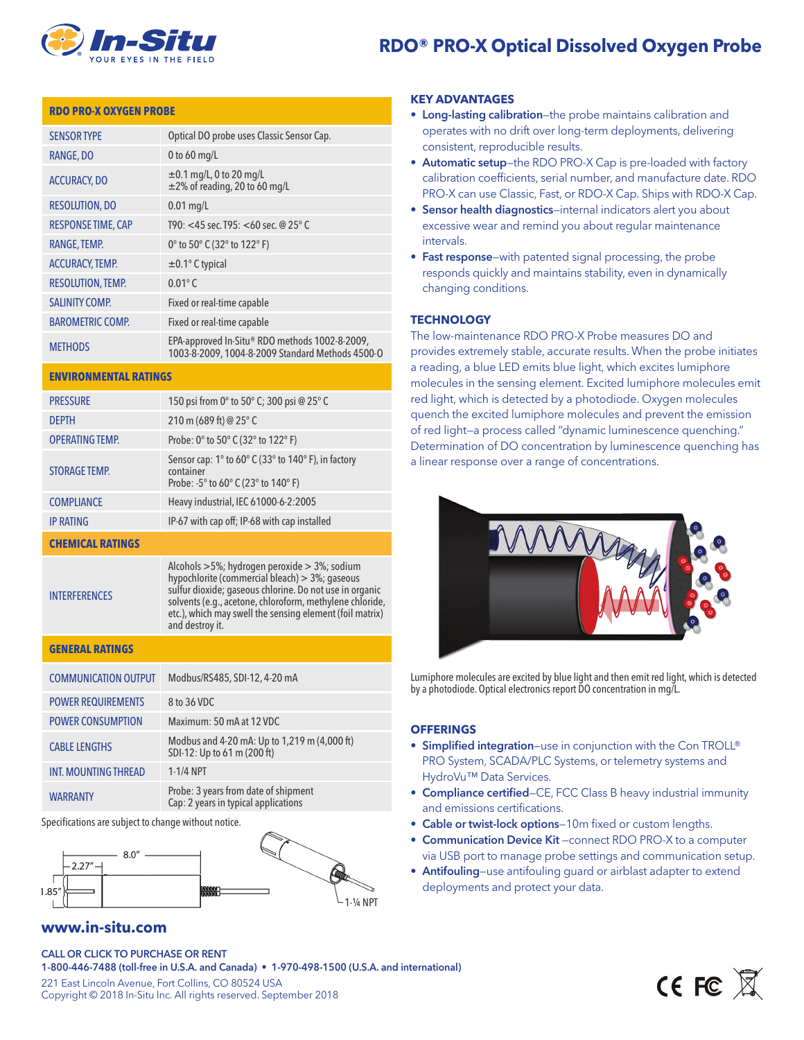# RDO® PRO-X Optical Dissolved Oxygen Probe

| RDO PRO-X OXYGEN PROBE | |
|---|---|
| SENSOR TYPE | Optical DO probe uses Classic Sensor Cap. |
| RANGE, DO | 0 to 60 mg/L |
| ACCURACY, DO | ±0.1 mg/L, 0 to 20 mg/L<br>±2% of reading, 20 to 60 mg/L |
| RESOLUTION, DO | 0.01 mg/L |
| RESPONSE TIME, CAP | T90: <45 sec. T95: <60 sec. @ 25° C |
| RANGE, TEMP. | 0° to 50° C (32° to 122° F) |
| ACCURACY, TEMP. | ±0.1° C typical |
| RESOLUTION, TEMP. | 0.01° C |
| SALINITY COMP. | Fixed or real-time capable |
| BAROMETRIC COMP. | Fixed or real-time capable |
| METHODS | EPA-approved In-Situ® RDO methods 1002-8-2009, 1003-8-2009, 1004-8-2009 Standard Methods 4500-O |
| **ENVIRONMENTAL RATINGS** | |
| PRESSURE | 150 psi from 0° to 50° C; 300 psi @ 25° C |
| DEPTH | 210 m (689 ft) @ 25° C |
| OPERATING TEMP. | Probe: 0° to 50° C (32° to 122° F) |
| STORAGE TEMP. | Sensor cap: 1° to 60° C (33° to 140° F), in factory container<br>Probe: -5° to 60° C (23° to 140° F) |
| COMPLIANCE | Heavy industrial, IEC 61000-6-2:2005 |
| IP RATING | IP-67 with cap off; IP-68 with cap installed |
| **CHEMICAL RATINGS** | |
| INTERFERENCES | Alcohols >5%; hydrogen peroxide > 3%; sodium hypochlorite (commercial bleach) > 3%; gaseous sulfur dioxide; gaseous chlorine. Do not use in organic solvents (e.g., acetone, chloroform, methylene chloride, etc.), which may swell the sensing element (foil matrix) and destroy it. |
| **GENERAL RATINGS** | |
| COMMUNICATION OUTPUT | Modbus/RS485, SDI-12, 4-20 mA |
| POWER REQUIREMENTS | 8 to 36 VDC |
| POWER CONSUMPTION | Maximum: 50 mA at 12 VDC |
| CABLE LENGTHS | Modbus and 4-20 mA: Up to 1,219 m (4,000 ft)<br>SDI-12: Up to 61 m (200 ft) |
| INT. MOUNTING THREAD | 1-1/4 NPT |
| WARRANTY | Probe: 3 years from date of shipment<br>Cap: 2 years in typical applications |

Specifications are subject to change without notice.

8.0"
2.27"
1.85"
1-¼ NPT

## KEY ADVANTAGES

- **Long-lasting calibration**—the probe maintains calibration and operates with no drift over long-term deployments, delivering consistent, reproducible results.
- **Automatic setup**—the RDO PRO-X Cap is pre-loaded with factory calibration coefficients, serial number, and manufacture date. RDO PRO-X can use Classic, Fast, or RDO-X Cap. Ships with RDO-X Cap.
- **Sensor health diagnostics**—internal indicators alert you about excessive wear and remind you about regular maintenance intervals.
- **Fast response**—with patented signal processing, the probe responds quickly and maintains stability, even in dynamically changing conditions.

## TECHNOLOGY

The low-maintenance RDO PRO-X Probe measures DO and provides extremely stable, accurate results. When the probe initiates a reading, a blue LED emits blue light, which excites lumiphore molecules in the sensing element. Excited lumiphore molecules emit red light, which is detected by a photodiode. Oxygen molecules quench the excited lumiphore molecules and prevent the emission of red light—a process called "dynamic luminescence quenching." Determination of DO concentration by luminescence quenching has a linear response over a range of concentrations.

Lumiphore molecules are excited by blue light and then emit red light, which is detected by a photodiode. Optical electronics report DO concentration in mg/L.

## OFFERINGS

- **Simplified integration**—use in conjunction with the Con TROLL® PRO System, SCADA/PLC Systems, or telemetry systems and HydroVu™ Data Services.
- **Compliance certified**—CE, FCC Class B heavy industrial immunity and emissions certifications.
- **Cable or twist-lock options**—10m fixed or custom lengths.
- **Communication Device Kit** —connect RDO PRO-X to a computer via USB port to manage probe settings and communication setup.
- **Antifouling**—use antifouling guard or airblast adapter to extend deployments and protect your data.

**www.in-situ.com**

CALL OR CLICK TO PURCHASE OR RENT
**1-800-446-7488 (toll-free in U.S.A. and Canada) • 1-970-498-1500 (U.S.A. and international)**
221 East Lincoln Avenue, Fort Collins, CO 80524 USA
Copyright © 2018 In-Situ Inc. All rights reserved. September 2018